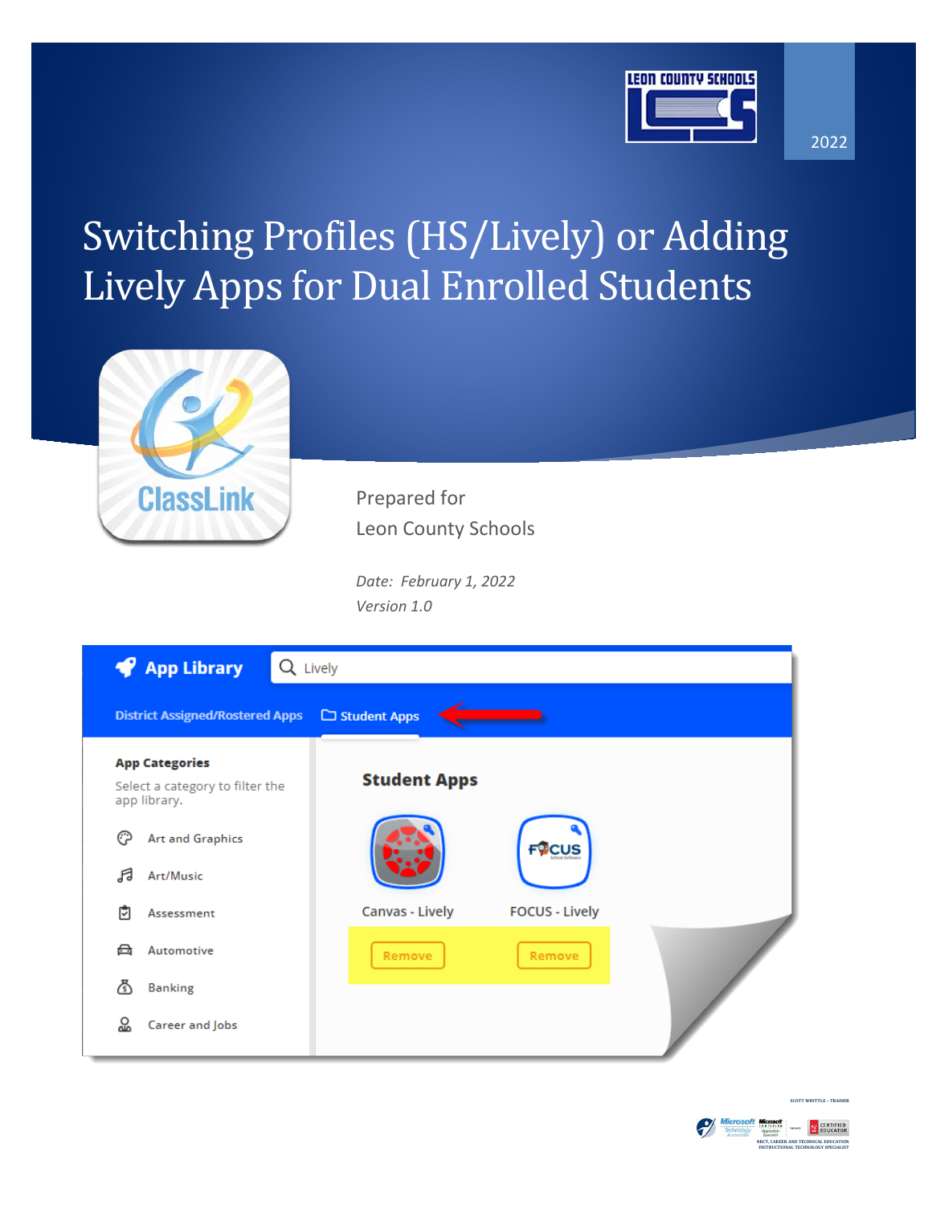2022

# Switching Profiles (HS/Lively) or Adding Lively Apps for Dual Enrolled Students

Prepared for
Leon County Schools

*Date: February 1, 2022*
*Version 1.0*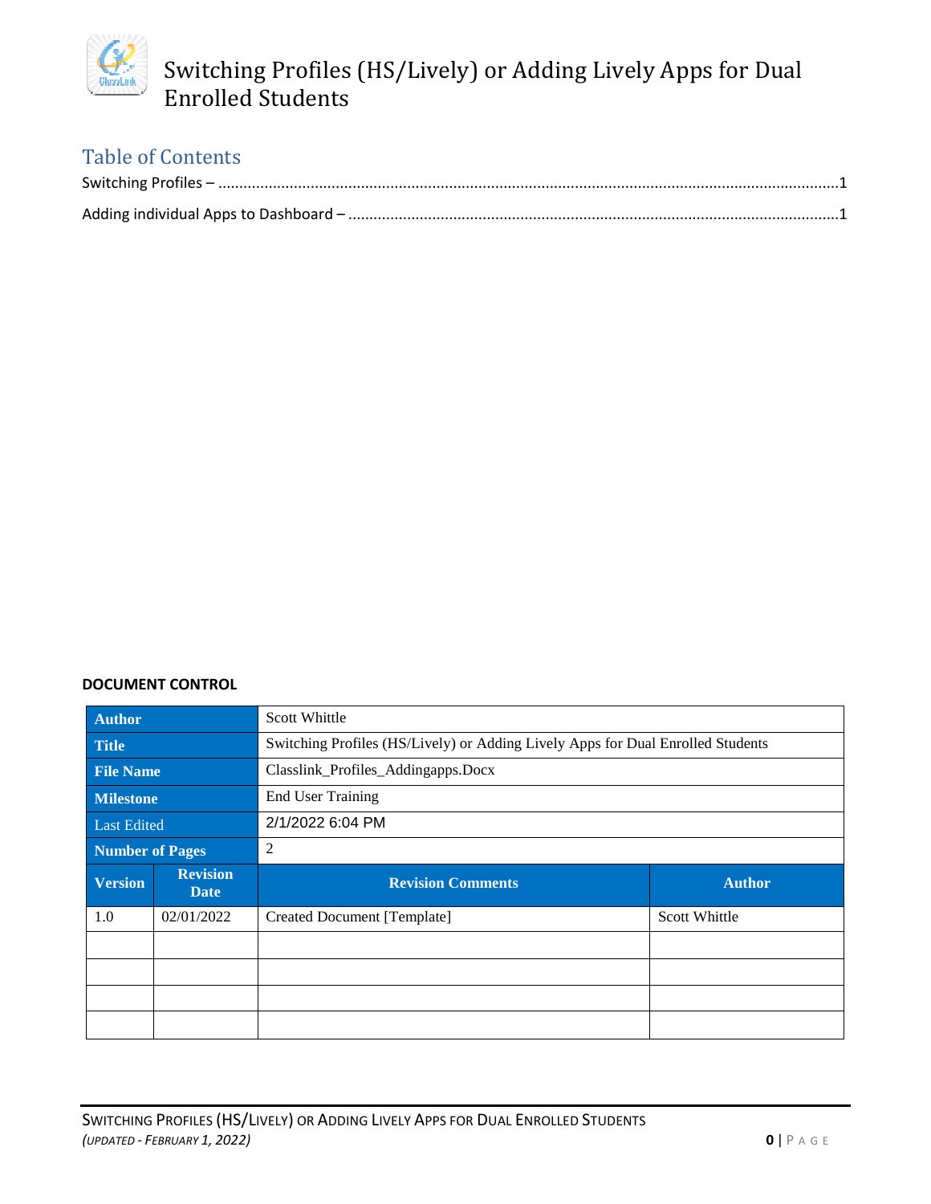# Switching Profiles (HS/Lively) or Adding Lively Apps for Dual Enrolled Students

## Table of Contents

Switching Profiles – ....................................................................................1

Adding individual Apps to Dashboard – ....................................................................................1

**DOCUMENT CONTROL**

| **Author** | | Scott Whittle | |
|---|---|---|---|
| **Title** | | Switching Profiles (HS/Lively) or Adding Lively Apps for Dual Enrolled Students | |
| **File Name** | | Classlink_Profiles_Addingapps.Docx | |
| **Milestone** | | End User Training | |
| Last Edited | | 2/1/2022 6:04 PM | |
| **Number of Pages** | | 2 | |
| **Version** | **Revision Date** | **Revision Comments** | **Author** |
| 1.0 | 02/01/2022 | Created Document [Template] | Scott Whittle |
| | | | |
| | | | |
| | | | |
| | | | |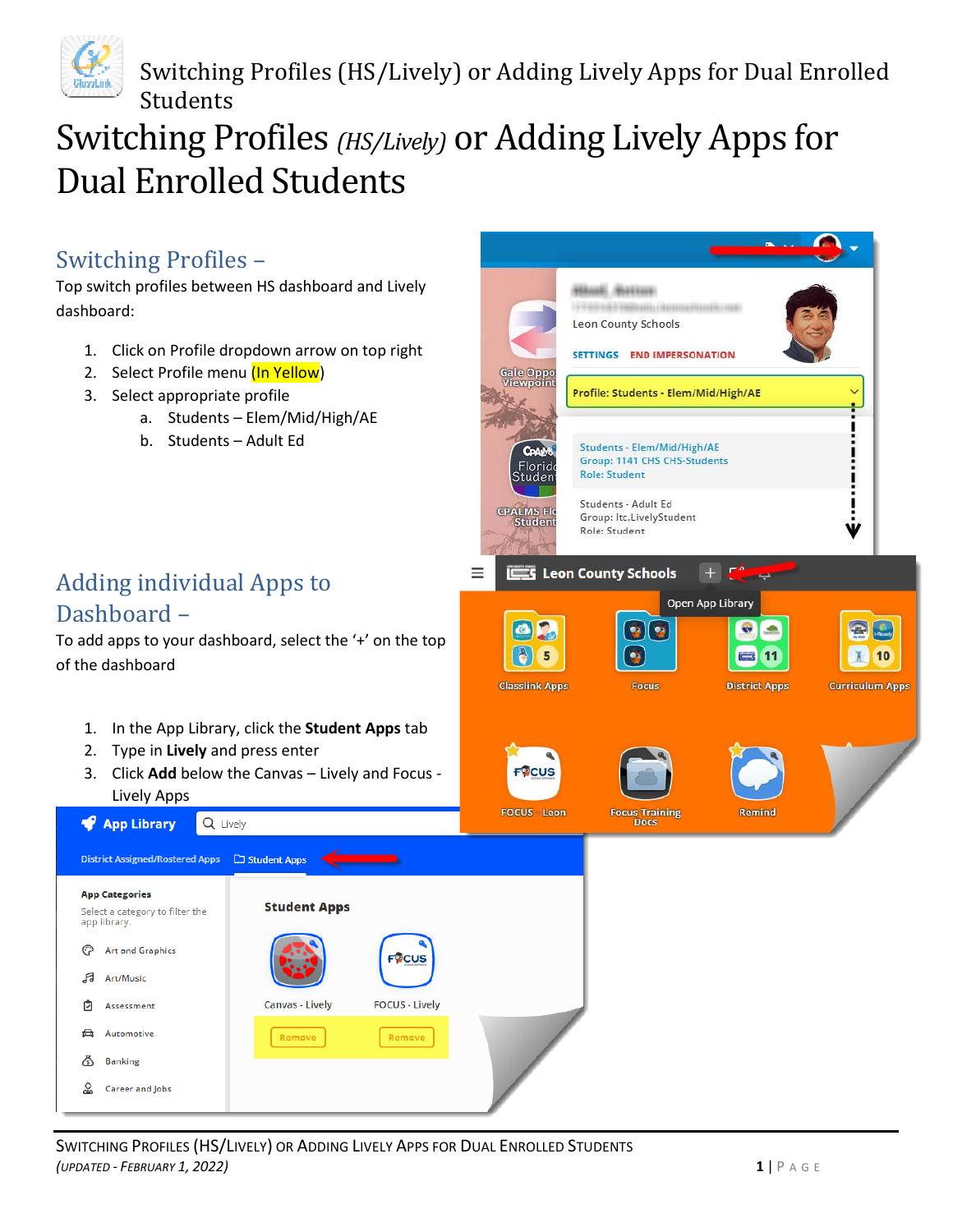# Switching Profiles *(HS/Lively)* or Adding Lively Apps for Dual Enrolled Students

## Switching Profiles –

Top switch profiles between HS dashboard and Lively dashboard:

1. Click on Profile dropdown arrow on top right
2. Select Profile menu (In Yellow)
3. Select appropriate profile
   a. Students – Elem/Mid/High/AE
   b. Students – Adult Ed

## Adding individual Apps to Dashboard –

To add apps to your dashboard, select the '+' on the top of the dashboard

1. In the App Library, click the **Student Apps** tab
2. Type in **Lively** and press enter
3. Click **Add** below the Canvas – Lively and Focus - Lively Apps